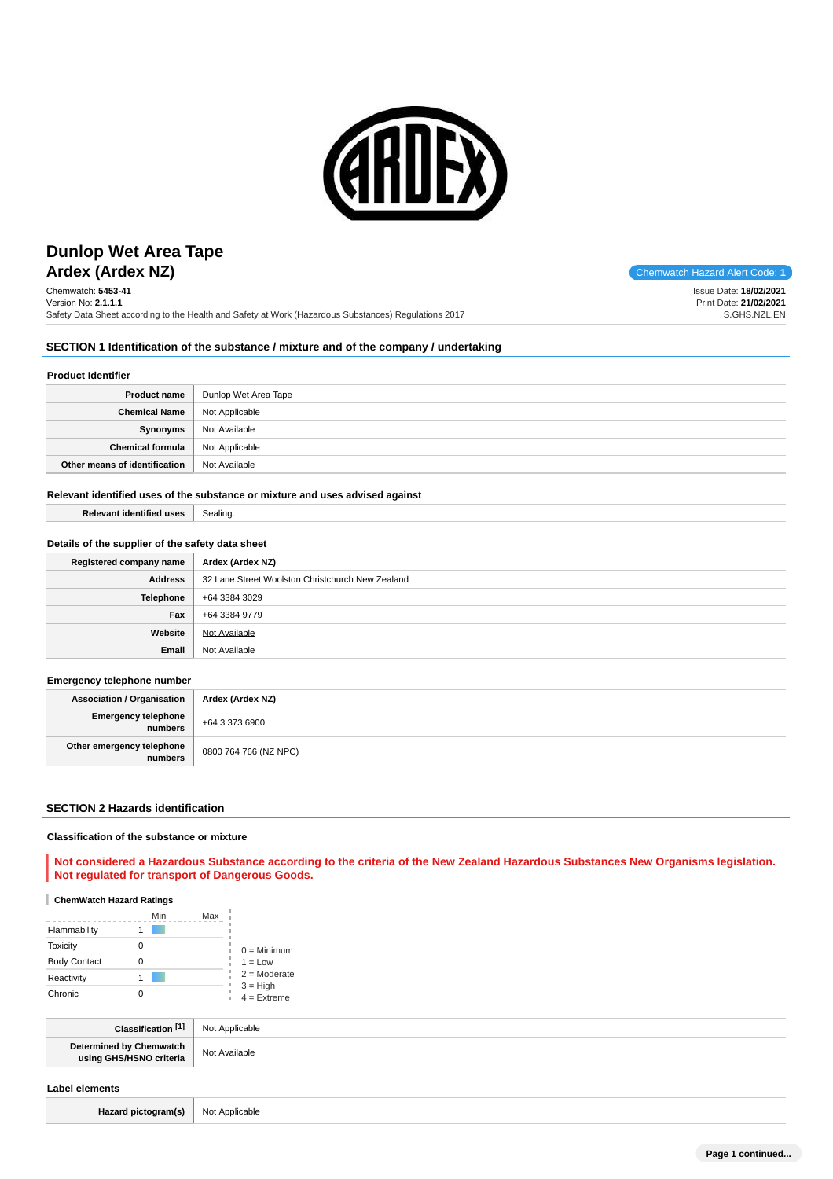# Dunlop Wet Area Tape
## Ardex (Ardex NZ)

Chemwatch Hazard Alert Code: **1**

Chemwatch: **5453-41**
Version No: **2.1.1.1**
Safety Data Sheet according to the Health and Safety at Work (Hazardous Substances) Regulations 2017

Issue Date: **18/02/2021**
Print Date: **21/02/2021**
S.GHS.NZL.EN

## SECTION 1 Identification of the substance / mixture and of the company / undertaking

### Product Identifier

| | |
|---|---|
| **Product name** | Dunlop Wet Area Tape |
| **Chemical Name** | Not Applicable |
| **Synonyms** | Not Available |
| **Chemical formula** | Not Applicable |
| **Other means of identification** | Not Available |

### Relevant identified uses of the substance or mixture and uses advised against

| | |
|---|---|
| **Relevant identified uses** | Sealing. |

### Details of the supplier of the safety data sheet

| | |
|---|---|
| **Registered company name** | **Ardex (Ardex NZ)** |
| **Address** | 32 Lane Street Woolston Christchurch New Zealand |
| **Telephone** | +64 3384 3029 |
| **Fax** | +64 3384 9779 |
| **Website** | Not Available |
| **Email** | Not Available |

### Emergency telephone number

| | |
|---|---|
| **Association / Organisation** | **Ardex (Ardex NZ)** |
| **Emergency telephone numbers** | +64 3 373 6900 |
| **Other emergency telephone numbers** | 0800 764 766 (NZ NPC) |

## SECTION 2 Hazards identification

### Classification of the substance or mixture

**Not considered a Hazardous Substance according to the criteria of the New Zealand Hazardous Substances New Organisms legislation. Not regulated for transport of Dangerous Goods.**

#### ChemWatch Hazard Ratings

| | Min | Max |
|---|---|---|
| Flammability | 1 | |
| Toxicity | 0 | |
| Body Contact | 0 | |
| Reactivity | 1 | |
| Chronic | 0 | |

0 = Minimum
1 = Low
2 = Moderate
3 = High
4 = Extreme

| | |
|---|---|
| **Classification [1]** | Not Applicable |
| **Determined by Chemwatch using GHS/HSNO criteria** | Not Available |

### Label elements

| | |
|---|---|
| **Hazard pictogram(s)** | Not Applicable |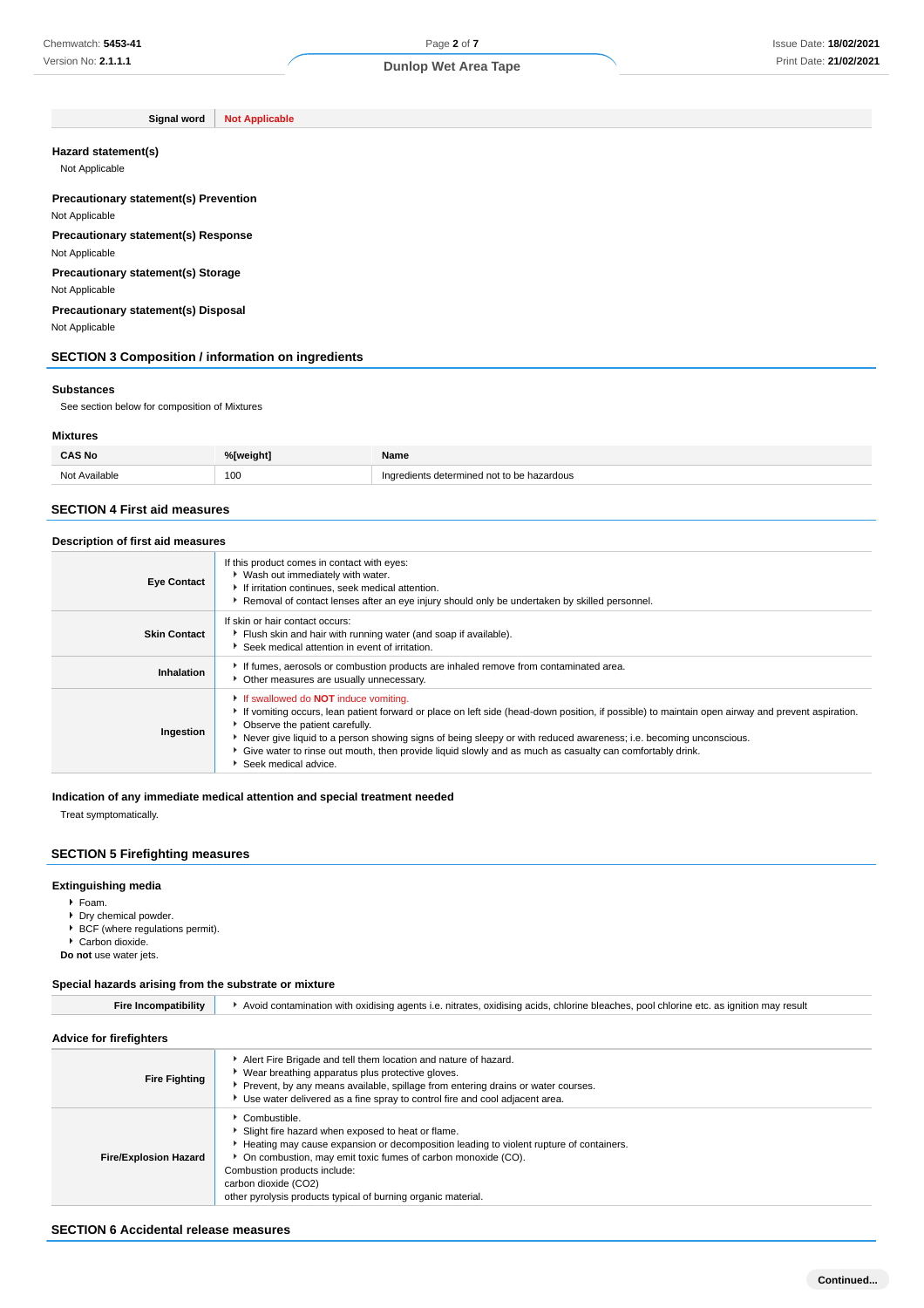| Signal word | Not Applicable |
|---|---|

### Hazard statement(s)

Not Applicable

### Precautionary statement(s) Prevention

Not Applicable

### Precautionary statement(s) Response

Not Applicable

### Precautionary statement(s) Storage

Not Applicable

### Precautionary statement(s) Disposal

Not Applicable

## SECTION 3 Composition / information on ingredients

### Substances

See section below for composition of Mixtures

### Mixtures

| CAS No | %[weight] | Name |
|---|---|---|
| Not Available | 100 | Ingredients determined not to be hazardous |

## SECTION 4 First aid measures

### Description of first aid measures

| | |
|---|---|
| **Eye Contact** | If this product comes in contact with eyes:<br>▸ Wash out immediately with water.<br>▸ If irritation continues, seek medical attention.<br>▸ Removal of contact lenses after an eye injury should only be undertaken by skilled personnel. |
| **Skin Contact** | If skin or hair contact occurs:<br>▸ Flush skin and hair with running water (and soap if available).<br>▸ Seek medical attention in event of irritation. |
| **Inhalation** | ▸ If fumes, aerosols or combustion products are inhaled remove from contaminated area.<br>▸ Other measures are usually unnecessary. |
| **Ingestion** | ▸ If swallowed do **NOT** induce vomiting.<br>▸ If vomiting occurs, lean patient forward or place on left side (head-down position, if possible) to maintain open airway and prevent aspiration.<br>▸ Observe the patient carefully.<br>▸ Never give liquid to a person showing signs of being sleepy or with reduced awareness; i.e. becoming unconscious.<br>▸ Give water to rinse out mouth, then provide liquid slowly and as much as casualty can comfortably drink.<br>▸ Seek medical advice. |

### Indication of any immediate medical attention and special treatment needed

Treat symptomatically.

## SECTION 5 Firefighting measures

### Extinguishing media

- Foam.
- Dry chemical powder.
- BCF (where regulations permit).
- Carbon dioxide.

**Do not** use water jets.

### Special hazards arising from the substrate or mixture

| | |
|---|---|
| **Fire Incompatibility** | ▸ Avoid contamination with oxidising agents i.e. nitrates, oxidising acids, chlorine bleaches, pool chlorine etc. as ignition may result |

### Advice for firefighters

| | |
|---|---|
| **Fire Fighting** | ▸ Alert Fire Brigade and tell them location and nature of hazard.<br>▸ Wear breathing apparatus plus protective gloves.<br>▸ Prevent, by any means available, spillage from entering drains or water courses.<br>▸ Use water delivered as a fine spray to control fire and cool adjacent area. |
| **Fire/Explosion Hazard** | ▸ Combustible.<br>▸ Slight fire hazard when exposed to heat or flame.<br>▸ Heating may cause expansion or decomposition leading to violent rupture of containers.<br>▸ On combustion, may emit toxic fumes of carbon monoxide (CO).<br>Combustion products include:<br>carbon dioxide ($CO_2$)<br>other pyrolysis products typical of burning organic material. |

## SECTION 6 Accidental release measures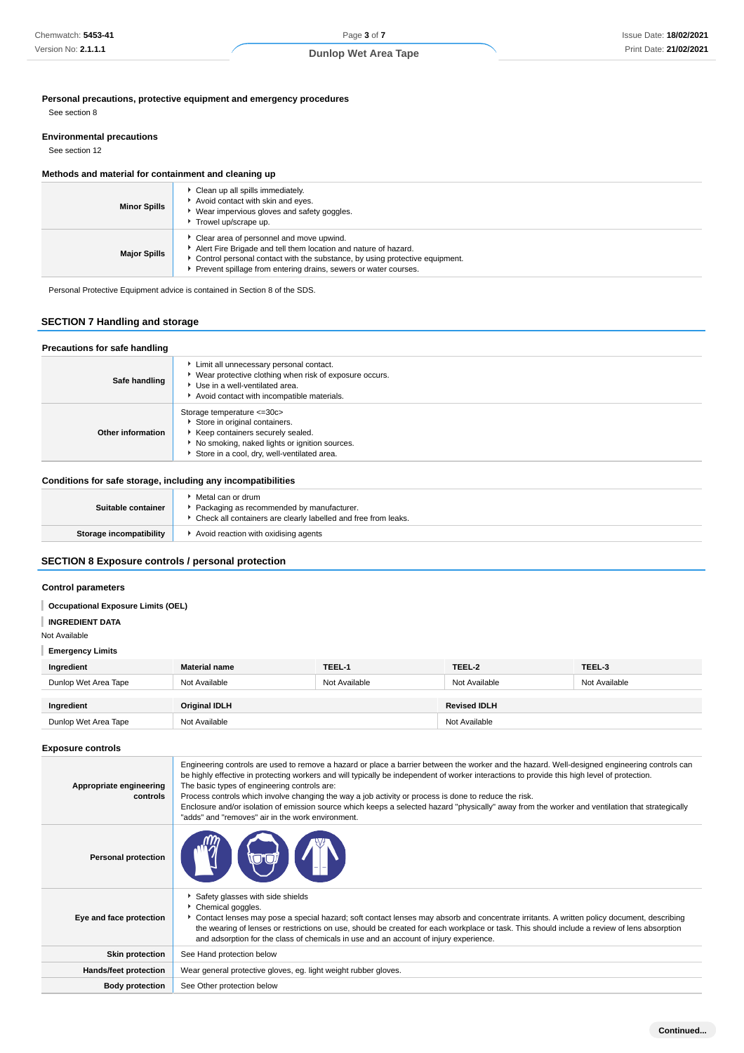**Personal precautions, protective equipment and emergency procedures**

See section 8

**Environmental precautions**

See section 12

**Methods and material for containment and cleaning up**

| | |
|---|---|
| **Minor Spills** | Clean up all spills immediately.<br>Avoid contact with skin and eyes.<br>Wear impervious gloves and safety goggles.<br>Trowel up/scrape up. |
| **Major Spills** | Clear area of personnel and move upwind.<br>Alert Fire Brigade and tell them location and nature of hazard.<br>Control personal contact with the substance, by using protective equipment.<br>Prevent spillage from entering drains, sewers or water courses. |

Personal Protective Equipment advice is contained in Section 8 of the SDS.

## SECTION 7 Handling and storage

**Precautions for safe handling**

| | |
|---|---|
| **Safe handling** | Limit all unnecessary personal contact.<br>Wear protective clothing when risk of exposure occurs.<br>Use in a well-ventilated area.<br>Avoid contact with incompatible materials. |
| **Other information** | Storage temperature <=30c><br>Store in original containers.<br>Keep containers securely sealed.<br>No smoking, naked lights or ignition sources.<br>Store in a cool, dry, well-ventilated area. |

**Conditions for safe storage, including any incompatibilities**

| | |
|---|---|
| **Suitable container** | Metal can or drum<br>Packaging as recommended by manufacturer.<br>Check all containers are clearly labelled and free from leaks. |
| **Storage incompatibility** | Avoid reaction with oxidising agents |

## SECTION 8 Exposure controls / personal protection

**Control parameters**

**Occupational Exposure Limits (OEL)**

**INGREDIENT DATA**

Not Available

**Emergency Limits**

| Ingredient | Material name | TEEL-1 | TEEL-2 | TEEL-3 |
|---|---|---|---|---|
| Dunlop Wet Area Tape | Not Available | Not Available | Not Available | Not Available |

| Ingredient | Original IDLH | Revised IDLH |
|---|---|---|
| Dunlop Wet Area Tape | Not Available | Not Available |

**Exposure controls**

| | |
|---|---|
| **Appropriate engineering controls** | Engineering controls are used to remove a hazard or place a barrier between the worker and the hazard. Well-designed engineering controls can be highly effective in protecting workers and will typically be independent of worker interactions to provide this high level of protection.<br>The basic types of engineering controls are:<br>Process controls which involve changing the way a job activity or process is done to reduce the risk.<br>Enclosure and/or isolation of emission source which keeps a selected hazard "physically" away from the worker and ventilation that strategically "adds" and "removes" air in the work environment. |
| **Personal protection** | |
| **Eye and face protection** | Safety glasses with side shields<br>Chemical goggles.<br>Contact lenses may pose a special hazard; soft contact lenses may absorb and concentrate irritants. A written policy document, describing the wearing of lenses or restrictions on use, should be created for each workplace or task. This should include a review of lens absorption and adsorption for the class of chemicals in use and an account of injury experience. |
| **Skin protection** | See Hand protection below |
| **Hands/feet protection** | Wear general protective gloves, eg. light weight rubber gloves. |
| **Body protection** | See Other protection below |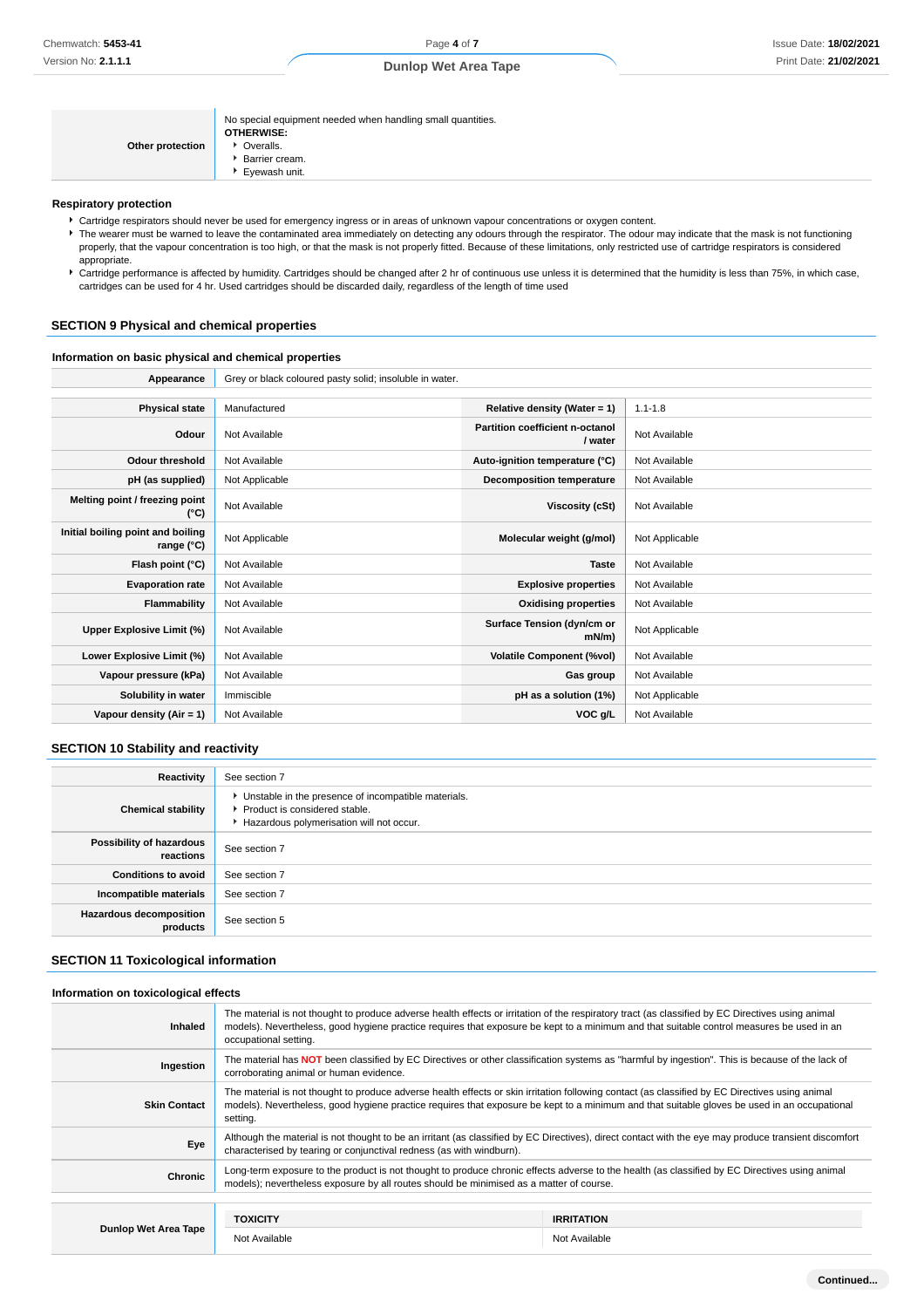| | |
|---|---|
| **Other protection** | No special equipment needed when handling small quantities.<br>**OTHERWISE:**<br>- Overalls.<br>- Barrier cream.<br>- Eyewash unit. |

**Respiratory protection**

- Cartridge respirators should never be used for emergency ingress or in areas of unknown vapour concentrations or oxygen content.
- The wearer must be warned to leave the contaminated area immediately on detecting any odours through the respirator. The odour may indicate that the mask is not functioning properly, that the vapour concentration is too high, or that the mask is not properly fitted. Because of these limitations, only restricted use of cartridge respirators is considered appropriate.
- Cartridge performance is affected by humidity. Cartridges should be changed after 2 hr of continuous use unless it is determined that the humidity is less than 75%, in which case, cartridges can be used for 4 hr. Used cartridges should be discarded daily, regardless of the length of time used

## SECTION 9 Physical and chemical properties

### Information on basic physical and chemical properties

| | |
|---|---|
| **Appearance** | Grey or black coloured pasty solid; insoluble in water. |

| | | | |
|---|---|---|---|
| **Physical state** | Manufactured | **Relative density (Water = 1)** | 1.1-1.8 |
| **Odour** | Not Available | **Partition coefficient n-octanol / water** | Not Available |
| **Odour threshold** | Not Available | **Auto-ignition temperature (°C)** | Not Available |
| **pH (as supplied)** | Not Applicable | **Decomposition temperature** | Not Available |
| **Melting point / freezing point (°C)** | Not Available | **Viscosity (cSt)** | Not Available |
| **Initial boiling point and boiling range (°C)** | Not Applicable | **Molecular weight (g/mol)** | Not Applicable |
| **Flash point (°C)** | Not Available | **Taste** | Not Available |
| **Evaporation rate** | Not Available | **Explosive properties** | Not Available |
| **Flammability** | Not Available | **Oxidising properties** | Not Available |
| **Upper Explosive Limit (%)** | Not Available | **Surface Tension (dyn/cm or mN/m)** | Not Applicable |
| **Lower Explosive Limit (%)** | Not Available | **Volatile Component (%vol)** | Not Available |
| **Vapour pressure (kPa)** | Not Available | **Gas group** | Not Available |
| **Solubility in water** | Immiscible | **pH as a solution (1%)** | Not Applicable |
| **Vapour density (Air = 1)** | Not Available | **VOC g/L** | Not Available |

## SECTION 10 Stability and reactivity

| | |
|---|---|
| **Reactivity** | See section 7 |
| **Chemical stability** | - Unstable in the presence of incompatible materials.<br>- Product is considered stable.<br>- Hazardous polymerisation will not occur. |
| **Possibility of hazardous reactions** | See section 7 |
| **Conditions to avoid** | See section 7 |
| **Incompatible materials** | See section 7 |
| **Hazardous decomposition products** | See section 5 |

## SECTION 11 Toxicological information

### Information on toxicological effects

| | |
|---|---|
| **Inhaled** | The material is not thought to produce adverse health effects or irritation of the respiratory tract (as classified by EC Directives using animal models). Nevertheless, good hygiene practice requires that exposure be kept to a minimum and that suitable control measures be used in an occupational setting. |
| **Ingestion** | The material has **NOT** been classified by EC Directives or other classification systems as "harmful by ingestion". This is because of the lack of corroborating animal or human evidence. |
| **Skin Contact** | The material is not thought to produce adverse health effects or skin irritation following contact (as classified by EC Directives using animal models). Nevertheless, good hygiene practice requires that exposure be kept to a minimum and that suitable gloves be used in an occupational setting. |
| **Eye** | Although the material is not thought to be an irritant (as classified by EC Directives), direct contact with the eye may produce transient discomfort characterised by tearing or conjunctival redness (as with windburn). |
| **Chronic** | Long-term exposure to the product is not thought to produce chronic effects adverse to the health (as classified by EC Directives using animal models); nevertheless exposure by all routes should be minimised as a matter of course. |

| | **TOXICITY** | **IRRITATION** |
|---|---|---|
| **Dunlop Wet Area Tape** | Not Available | Not Available |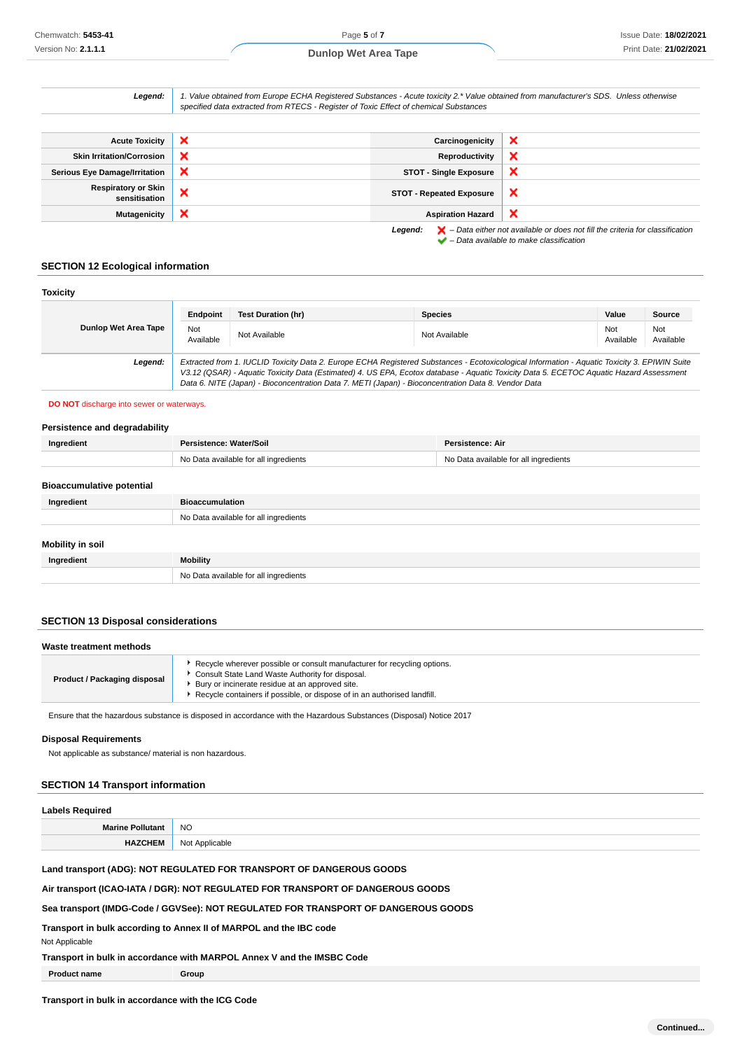| Legend: | 1. Value obtained from Europe ECHA Registered Substances - Acute toxicity 2.* Value obtained from manufacturer's SDS. Unless otherwise specified data extracted from RTECS - Register of Toxic Effect of chemical Substances |
|---|---|

| | | | |
|---|---|---|---|
| Acute Toxicity | ❌ | Carcinogenicity | ❌ |
| Skin Irritation/Corrosion | ❌ | Reproductivity | ❌ |
| Serious Eye Damage/Irritation | ❌ | STOT - Single Exposure | ❌ |
| Respiratory or Skin sensitisation | ❌ | STOT - Repeated Exposure | ❌ |
| Mutagenicity | ❌ | Aspiration Hazard | ❌ |

*Legend:* ❌ *– Data either not available or does not fill the criteria for classification*
✔ *– Data available to make classification*

## SECTION 12 Ecological information

### Toxicity

| Dunlop Wet Area Tape | Endpoint | Test Duration (hr) | Species | Value | Source |
|---|---|---|---|---|---|
| | Not Available | Not Available | Not Available | Not Available | Not Available |

| Legend: | Extracted from 1. IUCLID Toxicity Data 2. Europe ECHA Registered Substances - Ecotoxicological Information - Aquatic Toxicity 3. EPIWIN Suite V3.12 (QSAR) - Aquatic Toxicity Data (Estimated) 4. US EPA, Ecotox database - Aquatic Toxicity Data 5. ECETOC Aquatic Hazard Assessment Data 6. NITE (Japan) - Bioconcentration Data 7. METI (Japan) - Bioconcentration Data 8. Vendor Data |
|---|---|

**DO NOT** discharge into sewer or waterways.

### Persistence and degradability

| Ingredient | Persistence: Water/Soil | Persistence: Air |
|---|---|---|
| | No Data available for all ingredients | No Data available for all ingredients |

### Bioaccumulative potential

| Ingredient | Bioaccumulation |
|---|---|
| | No Data available for all ingredients |

### Mobility in soil

| Ingredient | Mobility |
|---|---|
| | No Data available for all ingredients |

## SECTION 13 Disposal considerations

### Waste treatment methods

| Product / Packaging disposal | ▸ Recycle wherever possible or consult manufacturer for recycling options.<br>▸ Consult State Land Waste Authority for disposal.<br>▸ Bury or incinerate residue at an approved site.<br>▸ Recycle containers if possible, or dispose of in an authorised landfill. |
|---|---|

Ensure that the hazardous substance is disposed in accordance with the Hazardous Substances (Disposal) Notice 2017

### Disposal Requirements

Not applicable as substance/ material is non hazardous.

## SECTION 14 Transport information

### Labels Required

| Marine Pollutant | NO |
|---|---|
| HAZCHEM | Not Applicable |

**Land transport (ADG): NOT REGULATED FOR TRANSPORT OF DANGEROUS GOODS**

**Air transport (ICAO-IATA / DGR): NOT REGULATED FOR TRANSPORT OF DANGEROUS GOODS**

**Sea transport (IMDG-Code / GGVSee): NOT REGULATED FOR TRANSPORT OF DANGEROUS GOODS**

**Transport in bulk according to Annex II of MARPOL and the IBC code**

Not Applicable

**Transport in bulk in accordance with MARPOL Annex V and the IMSBC Code**

| Product name | Group |
|---|---|

**Transport in bulk in accordance with the ICG Code**

Continued...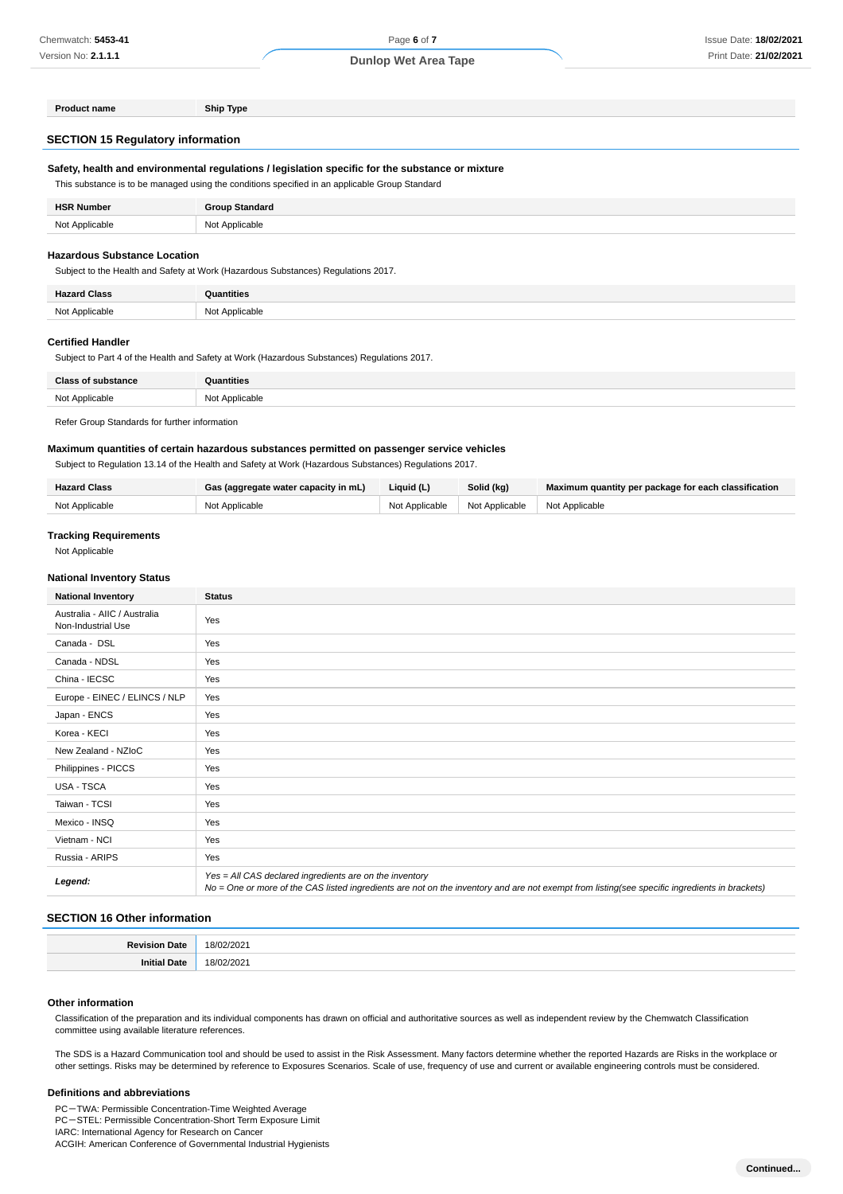| Product name | Ship Type |
| --- | --- |

## SECTION 15 Regulatory information

### Safety, health and environmental regulations / legislation specific for the substance or mixture

This substance is to be managed using the conditions specified in an applicable Group Standard

| HSR Number | Group Standard |
| --- | --- |
| Not Applicable | Not Applicable |

### Hazardous Substance Location

Subject to the Health and Safety at Work (Hazardous Substances) Regulations 2017.

| Hazard Class | Quantities |
| --- | --- |
| Not Applicable | Not Applicable |

### Certified Handler

Subject to Part 4 of the Health and Safety at Work (Hazardous Substances) Regulations 2017.

| Class of substance | Quantities |
| --- | --- |
| Not Applicable | Not Applicable |

Refer Group Standards for further information

### Maximum quantities of certain hazardous substances permitted on passenger service vehicles

Subject to Regulation 13.14 of the Health and Safety at Work (Hazardous Substances) Regulations 2017.

| Hazard Class | Gas (aggregate water capacity in mL) | Liquid (L) | Solid (kg) | Maximum quantity per package for each classification |
| --- | --- | --- | --- | --- |
| Not Applicable | Not Applicable | Not Applicable | Not Applicable | Not Applicable |

### Tracking Requirements

Not Applicable

### National Inventory Status

| National Inventory | Status |
| --- | --- |
| Australia - AIIC / Australia Non-Industrial Use | Yes |
| Canada - DSL | Yes |
| Canada - NDSL | Yes |
| China - IECSC | Yes |
| Europe - EINEC / ELINCS / NLP | Yes |
| Japan - ENCS | Yes |
| Korea - KECI | Yes |
| New Zealand - NZIoC | Yes |
| Philippines - PICCS | Yes |
| USA - TSCA | Yes |
| Taiwan - TCSI | Yes |
| Mexico - INSQ | Yes |
| Vietnam - NCI | Yes |
| Russia - ARIPS | Yes |
| ***Legend:*** | *Yes = All CAS declared ingredients are on the inventory*<br>*No = One or more of the CAS listed ingredients are not on the inventory and are not exempt from listing(see specific ingredients in brackets)* |

## SECTION 16 Other information

| | |
| --- | --- |
| **Revision Date** | 18/02/2021 |
| **Initial Date** | 18/02/2021 |

### Other information

Classification of the preparation and its individual components has drawn on official and authoritative sources as well as independent review by the Chemwatch Classification committee using available literature references.

The SDS is a Hazard Communication tool and should be used to assist in the Risk Assessment. Many factors determine whether the reported Hazards are Risks in the workplace or other settings. Risks may be determined by reference to Exposures Scenarios. Scale of use, frequency of use and current or available engineering controls must be considered.

### Definitions and abbreviations

PC－TWA: Permissible Concentration-Time Weighted Average
PC－STEL: Permissible Concentration-Short Term Exposure Limit
IARC: International Agency for Research on Cancer
ACGIH: American Conference of Governmental Industrial Hygienists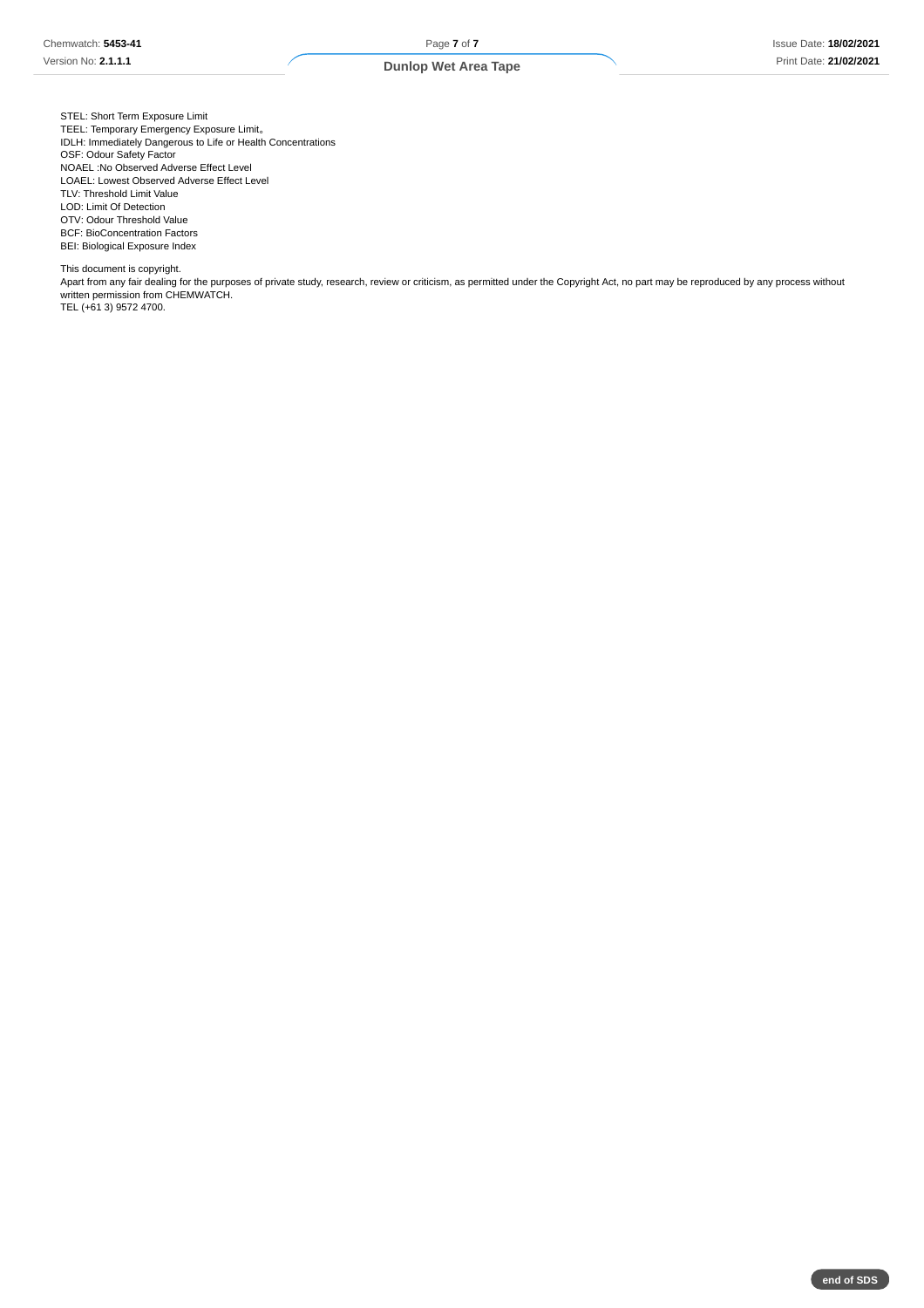STEL: Short Term Exposure Limit
TEEL: Temporary Emergency Exposure Limit。
IDLH: Immediately Dangerous to Life or Health Concentrations
OSF: Odour Safety Factor
NOAEL :No Observed Adverse Effect Level
LOAEL: Lowest Observed Adverse Effect Level
TLV: Threshold Limit Value
LOD: Limit Of Detection
OTV: Odour Threshold Value
BCF: BioConcentration Factors
BEI: Biological Exposure Index

This document is copyright.
Apart from any fair dealing for the purposes of private study, research, review or criticism, as permitted under the Copyright Act, no part may be reproduced by any process without written permission from CHEMWATCH.
TEL (+61 3) 9572 4700.

**end of SDS**